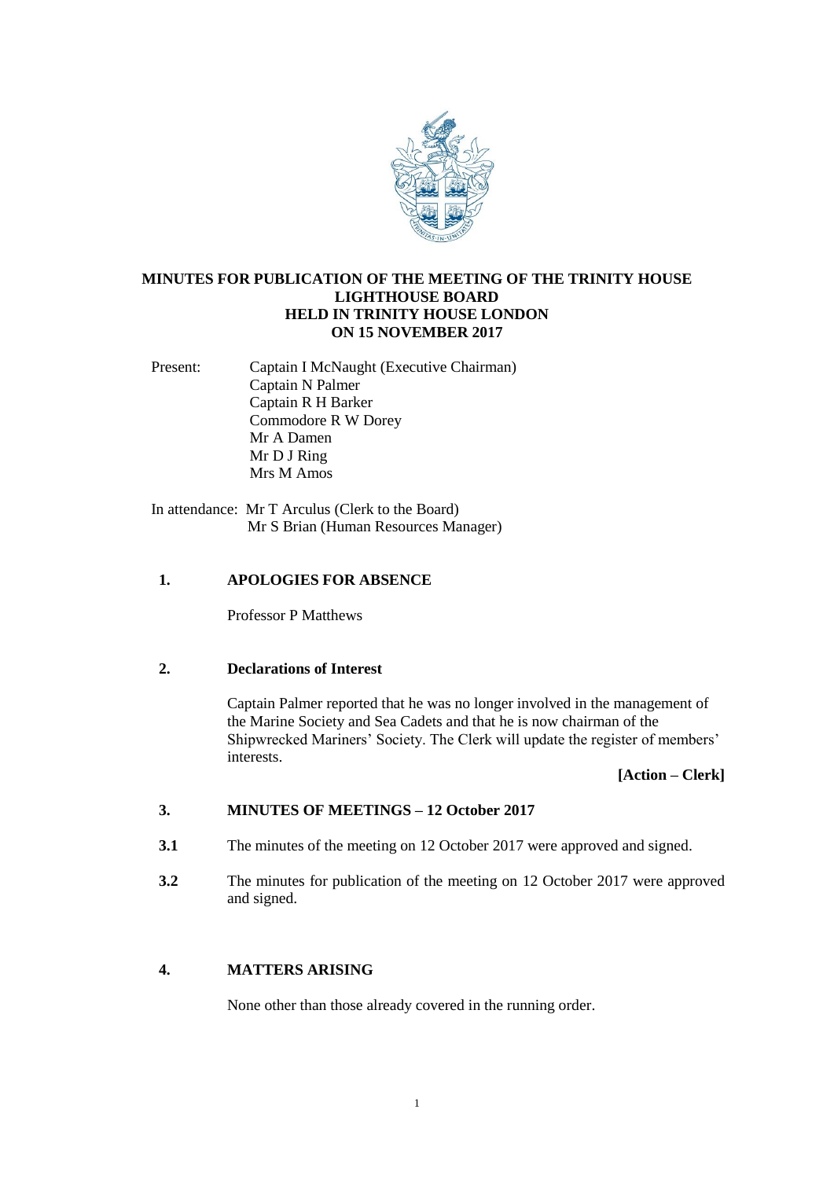# MINUTES FOR PUBLICATION OF THE MEETING OF THE TRINITY HOUSE LIGHTHOUSE BOARD HELD IN TRINITY HOUSE LONDON ON 15 NOVEMBER 2017

Present: Captain I McNaught (Executive Chairman)
Captain N Palmer
Captain R H Barker
Commodore R W Dorey
Mr A Damen
Mr D J Ring
Mrs M Amos

In attendance: Mr T Arculus (Clerk to the Board)
Mr S Brian (Human Resources Manager)

## 1. APOLOGIES FOR ABSENCE

Professor P Matthews

## 2. Declarations of Interest

Captain Palmer reported that he was no longer involved in the management of the Marine Society and Sea Cadets and that he is now chairman of the Shipwrecked Mariners' Society. The Clerk will update the register of members' interests.

**[Action – Clerk]**

## 3. MINUTES OF MEETINGS – 12 October 2017

**3.1** The minutes of the meeting on 12 October 2017 were approved and signed.

**3.2** The minutes for publication of the meeting on 12 October 2017 were approved and signed.

## 4. MATTERS ARISING

None other than those already covered in the running order.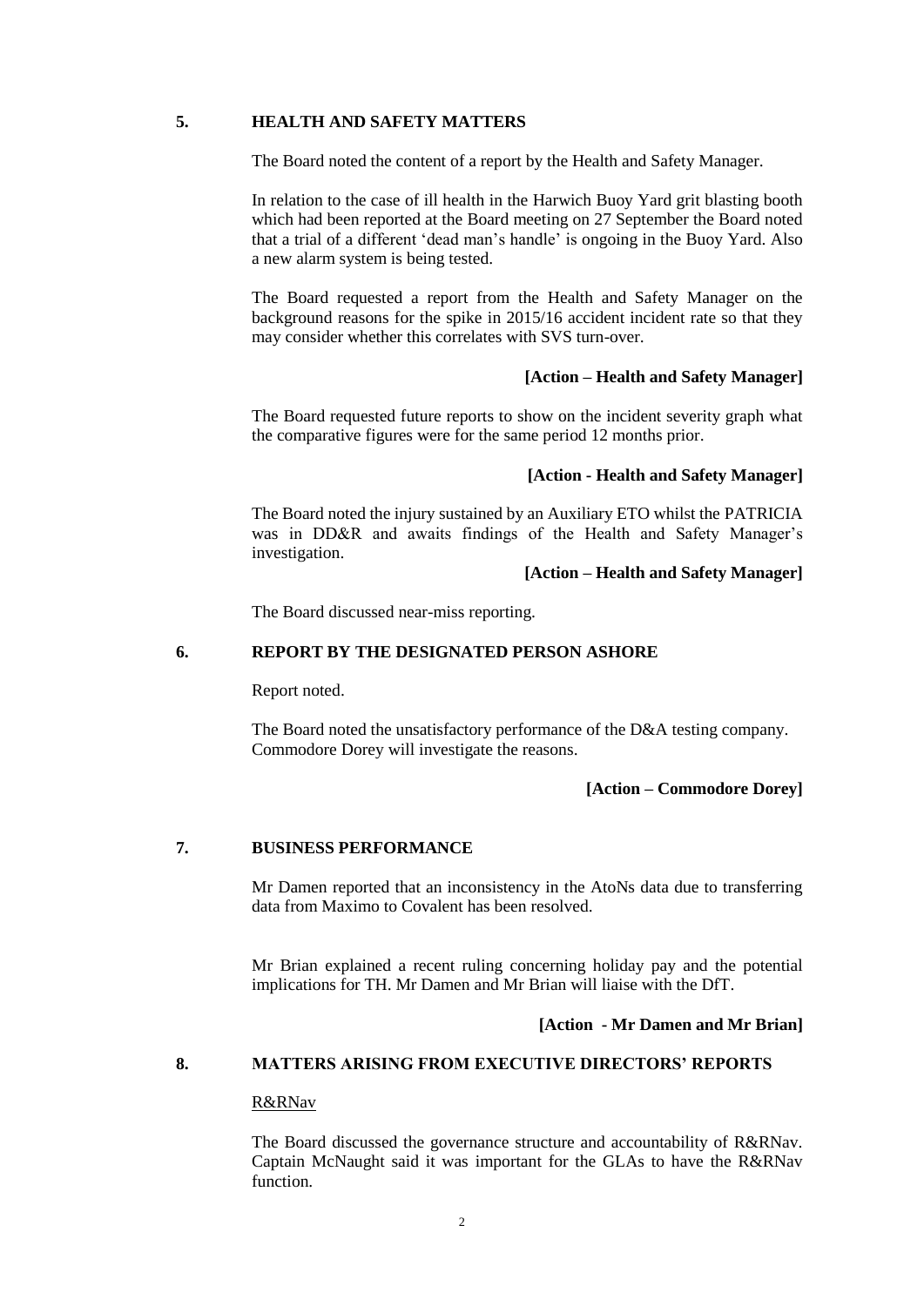## 5. HEALTH AND SAFETY MATTERS

The Board noted the content of a report by the Health and Safety Manager.

In relation to the case of ill health in the Harwich Buoy Yard grit blasting booth which had been reported at the Board meeting on 27 September the Board noted that a trial of a different 'dead man's handle' is ongoing in the Buoy Yard. Also a new alarm system is being tested.

The Board requested a report from the Health and Safety Manager on the background reasons for the spike in 2015/16 accident incident rate so that they may consider whether this correlates with SVS turn-over.

**[Action – Health and Safety Manager]**

The Board requested future reports to show on the incident severity graph what the comparative figures were for the same period 12 months prior.

**[Action - Health and Safety Manager]**

The Board noted the injury sustained by an Auxiliary ETO whilst the PATRICIA was in DD&R and awaits findings of the Health and Safety Manager's investigation.

**[Action – Health and Safety Manager]**

The Board discussed near-miss reporting.

## 6. REPORT BY THE DESIGNATED PERSON ASHORE

Report noted.

The Board noted the unsatisfactory performance of the D&A testing company. Commodore Dorey will investigate the reasons.

**[Action – Commodore Dorey]**

## 7. BUSINESS PERFORMANCE

Mr Damen reported that an inconsistency in the AtoNs data due to transferring data from Maximo to Covalent has been resolved.

Mr Brian explained a recent ruling concerning holiday pay and the potential implications for TH. Mr Damen and Mr Brian will liaise with the DfT.

**[Action - Mr Damen and Mr Brian]**

## 8. MATTERS ARISING FROM EXECUTIVE DIRECTORS' REPORTS

R&RNav

The Board discussed the governance structure and accountability of R&RNav. Captain McNaught said it was important for the GLAs to have the R&RNav function.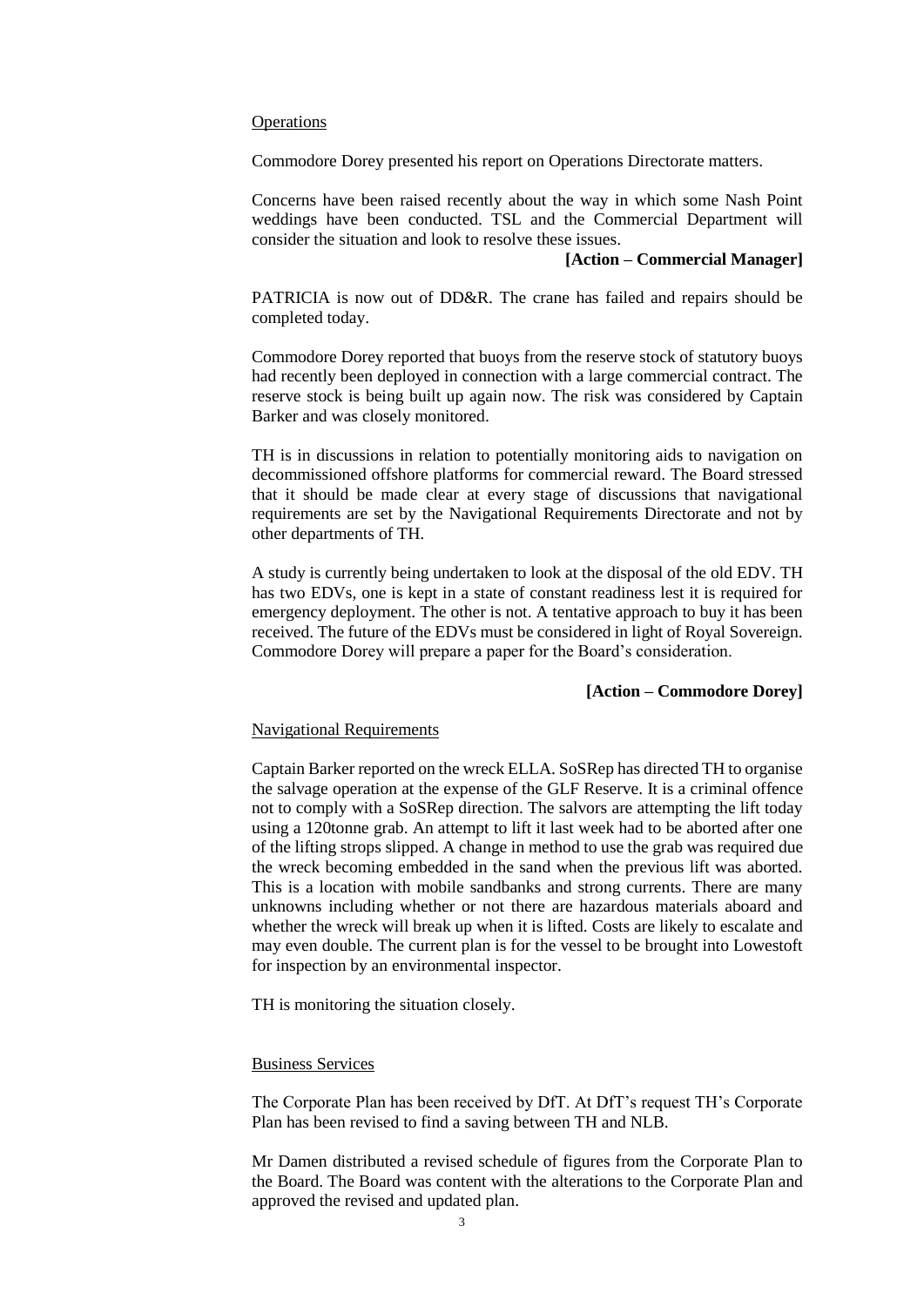Operations

Commodore Dorey presented his report on Operations Directorate matters.

Concerns have been raised recently about the way in which some Nash Point weddings have been conducted. TSL and the Commercial Department will consider the situation and look to resolve these issues.

**[Action – Commercial Manager]**

PATRICIA is now out of DD&R. The crane has failed and repairs should be completed today.

Commodore Dorey reported that buoys from the reserve stock of statutory buoys had recently been deployed in connection with a large commercial contract. The reserve stock is being built up again now. The risk was considered by Captain Barker and was closely monitored.

TH is in discussions in relation to potentially monitoring aids to navigation on decommissioned offshore platforms for commercial reward. The Board stressed that it should be made clear at every stage of discussions that navigational requirements are set by the Navigational Requirements Directorate and not by other departments of TH.

A study is currently being undertaken to look at the disposal of the old EDV. TH has two EDVs, one is kept in a state of constant readiness lest it is required for emergency deployment. The other is not. A tentative approach to buy it has been received. The future of the EDVs must be considered in light of Royal Sovereign. Commodore Dorey will prepare a paper for the Board's consideration.

**[Action – Commodore Dorey]**

Navigational Requirements

Captain Barker reported on the wreck ELLA. SoSRep has directed TH to organise the salvage operation at the expense of the GLF Reserve. It is a criminal offence not to comply with a SoSRep direction. The salvors are attempting the lift today using a 120tonne grab. An attempt to lift it last week had to be aborted after one of the lifting strops slipped. A change in method to use the grab was required due the wreck becoming embedded in the sand when the previous lift was aborted. This is a location with mobile sandbanks and strong currents. There are many unknowns including whether or not there are hazardous materials aboard and whether the wreck will break up when it is lifted. Costs are likely to escalate and may even double. The current plan is for the vessel to be brought into Lowestoft for inspection by an environmental inspector.

TH is monitoring the situation closely.

Business Services

The Corporate Plan has been received by DfT. At DfT's request TH's Corporate Plan has been revised to find a saving between TH and NLB.

Mr Damen distributed a revised schedule of figures from the Corporate Plan to the Board. The Board was content with the alterations to the Corporate Plan and approved the revised and updated plan.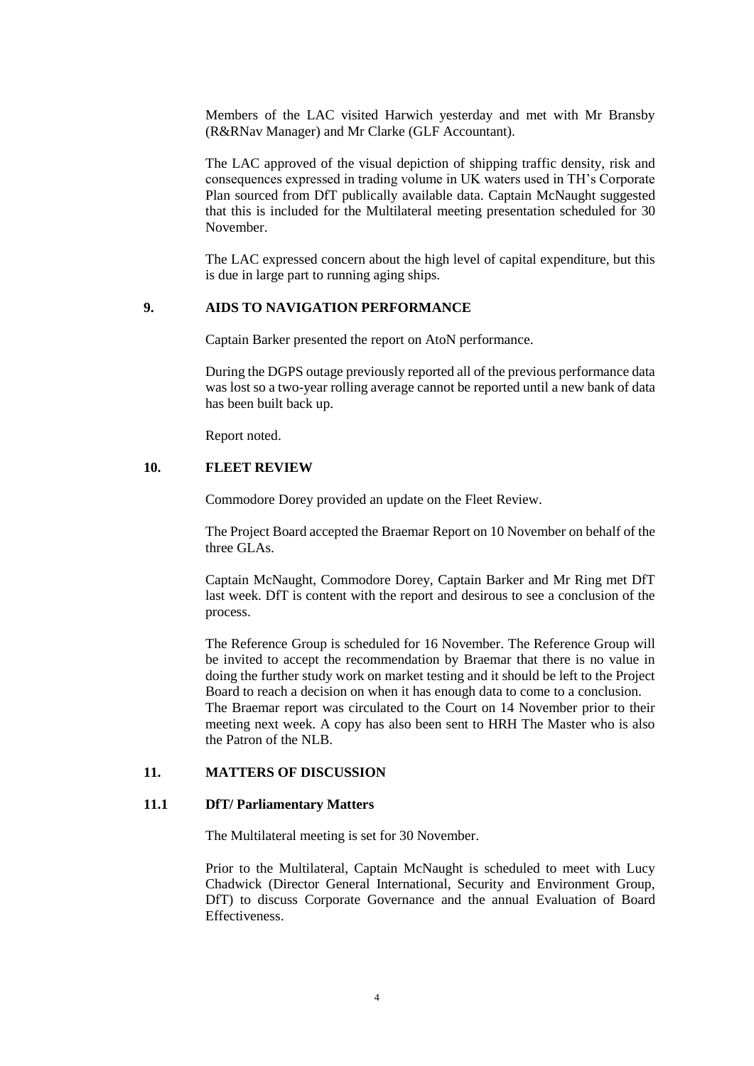Members of the LAC visited Harwich yesterday and met with Mr Bransby (R&RNav Manager) and Mr Clarke (GLF Accountant).

The LAC approved of the visual depiction of shipping traffic density, risk and consequences expressed in trading volume in UK waters used in TH's Corporate Plan sourced from DfT publically available data. Captain McNaught suggested that this is included for the Multilateral meeting presentation scheduled for 30 November.

The LAC expressed concern about the high level of capital expenditure, but this is due in large part to running aging ships.

## 9. AIDS TO NAVIGATION PERFORMANCE

Captain Barker presented the report on AtoN performance.

During the DGPS outage previously reported all of the previous performance data was lost so a two-year rolling average cannot be reported until a new bank of data has been built back up.

Report noted.

## 10. FLEET REVIEW

Commodore Dorey provided an update on the Fleet Review.

The Project Board accepted the Braemar Report on 10 November on behalf of the three GLAs.

Captain McNaught, Commodore Dorey, Captain Barker and Mr Ring met DfT last week. DfT is content with the report and desirous to see a conclusion of the process.

The Reference Group is scheduled for 16 November. The Reference Group will be invited to accept the recommendation by Braemar that there is no value in doing the further study work on market testing and it should be left to the Project Board to reach a decision on when it has enough data to come to a conclusion.
The Braemar report was circulated to the Court on 14 November prior to their meeting next week. A copy has also been sent to HRH The Master who is also the Patron of the NLB.

## 11. MATTERS OF DISCUSSION

### 11.1 DfT/ Parliamentary Matters

The Multilateral meeting is set for 30 November.

Prior to the Multilateral, Captain McNaught is scheduled to meet with Lucy Chadwick (Director General International, Security and Environment Group, DfT) to discuss Corporate Governance and the annual Evaluation of Board Effectiveness.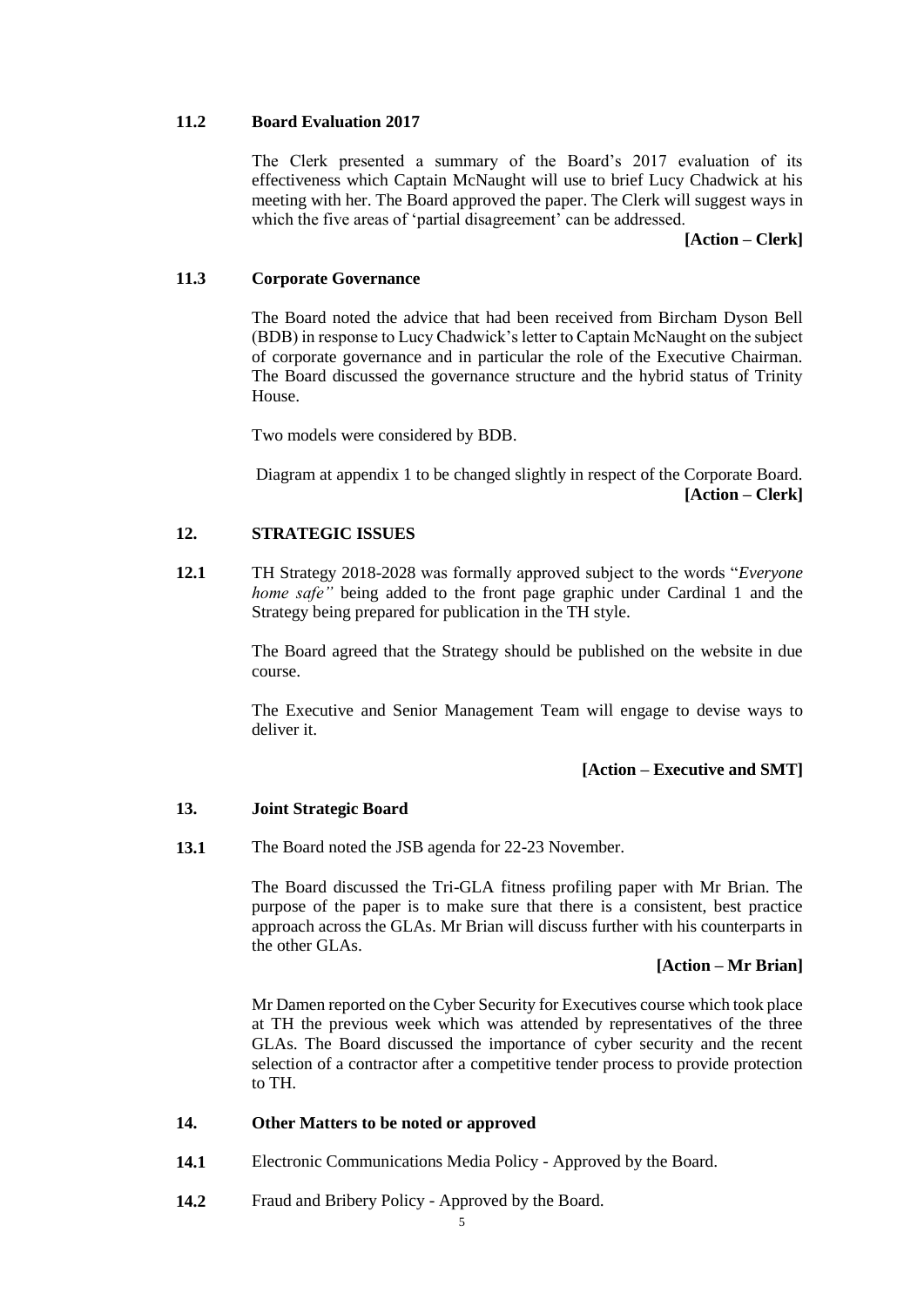**11.2 Board Evaluation 2017**

The Clerk presented a summary of the Board's 2017 evaluation of its effectiveness which Captain McNaught will use to brief Lucy Chadwick at his meeting with her. The Board approved the paper. The Clerk will suggest ways in which the five areas of 'partial disagreement' can be addressed.

**[Action – Clerk]**

**11.3 Corporate Governance**

The Board noted the advice that had been received from Bircham Dyson Bell (BDB) in response to Lucy Chadwick's letter to Captain McNaught on the subject of corporate governance and in particular the role of the Executive Chairman. The Board discussed the governance structure and the hybrid status of Trinity House.

Two models were considered by BDB.

Diagram at appendix 1 to be changed slightly in respect of the Corporate Board.

**[Action – Clerk]**

## 12. STRATEGIC ISSUES

**12.1** TH Strategy 2018-2028 was formally approved subject to the words "*Everyone home safe"* being added to the front page graphic under Cardinal 1 and the Strategy being prepared for publication in the TH style.

The Board agreed that the Strategy should be published on the website in due course.

The Executive and Senior Management Team will engage to devise ways to deliver it.

**[Action – Executive and SMT]**

## 13. Joint Strategic Board

**13.1** The Board noted the JSB agenda for 22-23 November.

The Board discussed the Tri-GLA fitness profiling paper with Mr Brian. The purpose of the paper is to make sure that there is a consistent, best practice approach across the GLAs. Mr Brian will discuss further with his counterparts in the other GLAs.

**[Action – Mr Brian]**

Mr Damen reported on the Cyber Security for Executives course which took place at TH the previous week which was attended by representatives of the three GLAs. The Board discussed the importance of cyber security and the recent selection of a contractor after a competitive tender process to provide protection to TH.

## 14. Other Matters to be noted or approved

**14.1** Electronic Communications Media Policy - Approved by the Board.

**14.2** Fraud and Bribery Policy - Approved by the Board.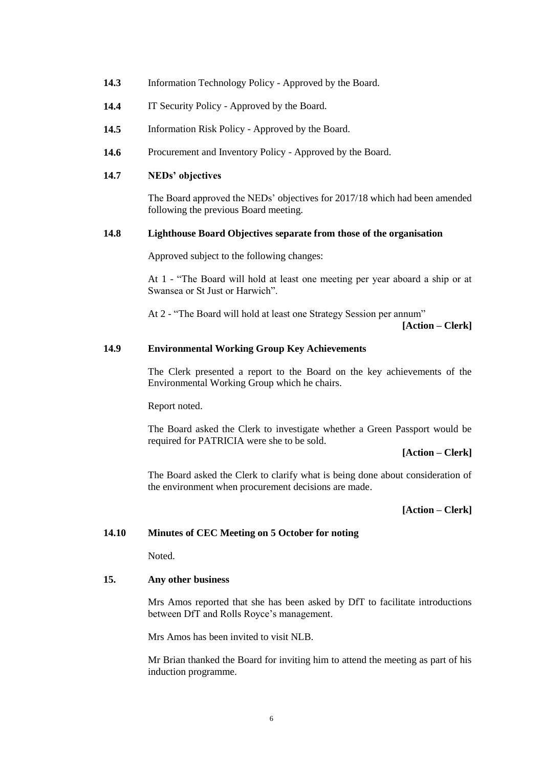**14.3** Information Technology Policy - Approved by the Board.

**14.4** IT Security Policy - Approved by the Board.

**14.5** Information Risk Policy - Approved by the Board.

**14.6** Procurement and Inventory Policy - Approved by the Board.

**14.7 NEDs' objectives**

The Board approved the NEDs' objectives for 2017/18 which had been amended following the previous Board meeting.

**14.8 Lighthouse Board Objectives separate from those of the organisation**

Approved subject to the following changes:

At 1 - "The Board will hold at least one meeting per year aboard a ship or at Swansea or St Just or Harwich".

At 2 - "The Board will hold at least one Strategy Session per annum"

**[Action – Clerk]**

**14.9 Environmental Working Group Key Achievements**

The Clerk presented a report to the Board on the key achievements of the Environmental Working Group which he chairs.

Report noted.

The Board asked the Clerk to investigate whether a Green Passport would be required for PATRICIA were she to be sold.

**[Action – Clerk]**

The Board asked the Clerk to clarify what is being done about consideration of the environment when procurement decisions are made.

**[Action – Clerk]**

**14.10 Minutes of CEC Meeting on 5 October for noting**

Noted.

**15. Any other business**

Mrs Amos reported that she has been asked by DfT to facilitate introductions between DfT and Rolls Royce's management.

Mrs Amos has been invited to visit NLB.

Mr Brian thanked the Board for inviting him to attend the meeting as part of his induction programme.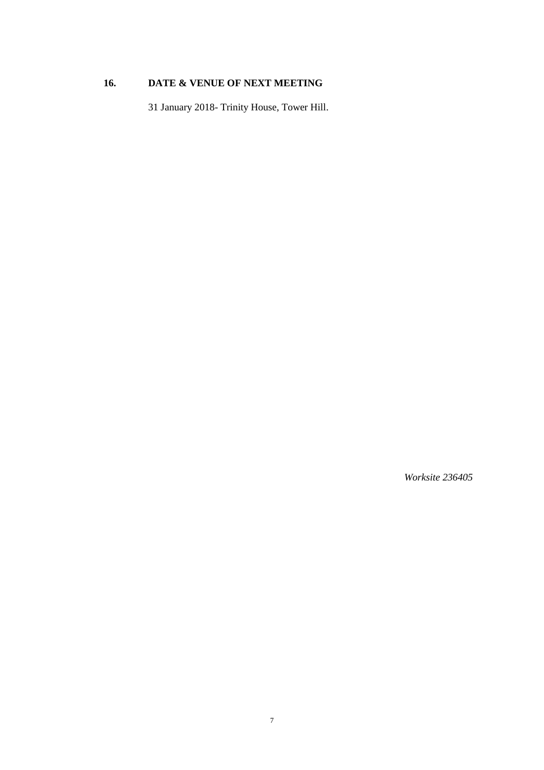## 16. DATE & VENUE OF NEXT MEETING

31 January 2018- Trinity House, Tower Hill.

*Worksite 236405*